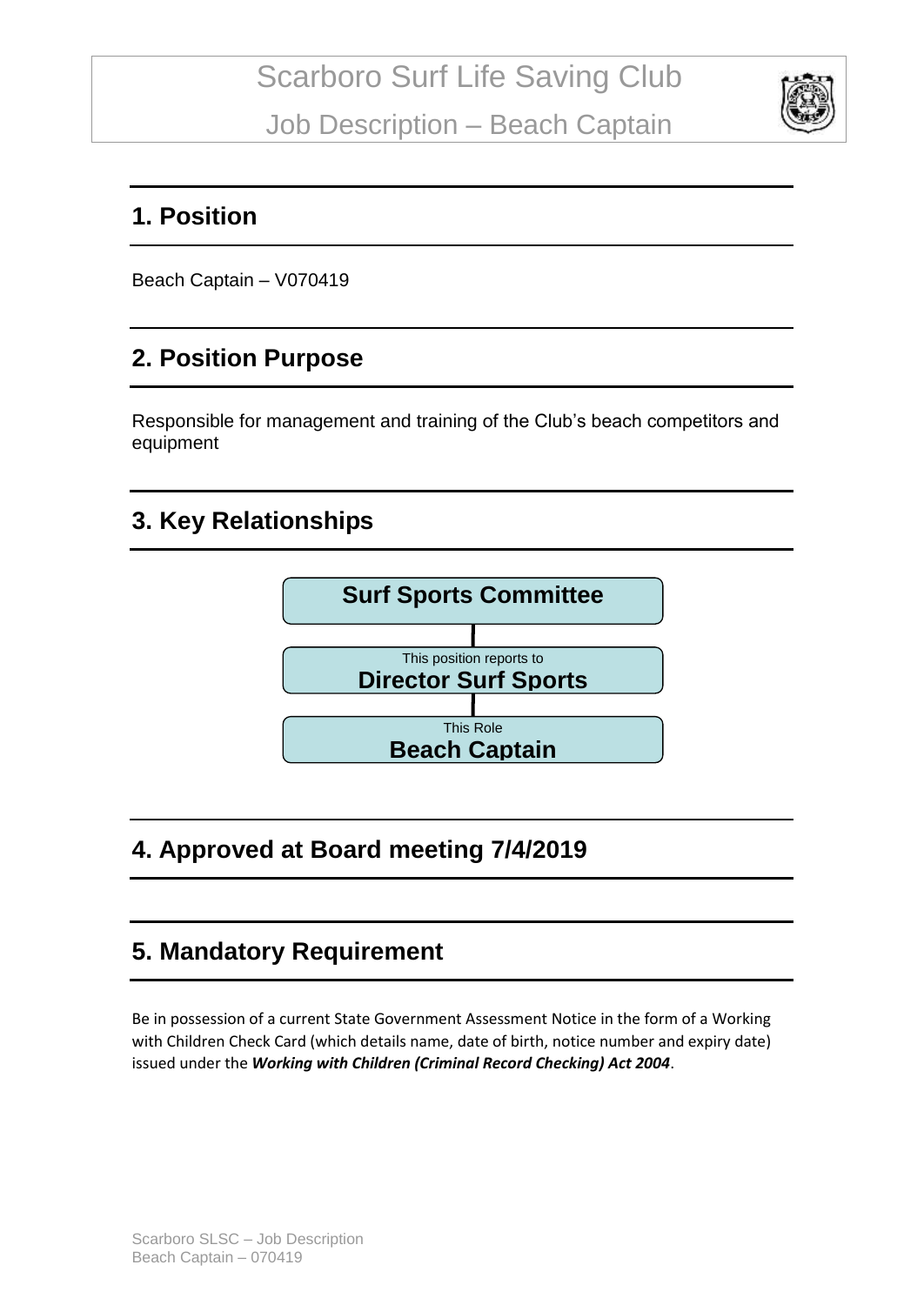# Scarboro Surf Life Saving Club

## Job Description – Beach Captain

## 1. Position

Beach Captain – V070419

## 2. Position Purpose

Responsible for management and training of the Club's beach competitors and equipment

## 3. Key Relationships

Surf Sports Committee

This position reports to
Director Surf Sports

This Role
Beach Captain

## 4. Approved at Board meeting 7/4/2019

## 5. Mandatory Requirement

Be in possession of a current State Government Assessment Notice in the form of a Working with Children Check Card (which details name, date of birth, notice number and expiry date) issued under the ***Working with Children (Criminal Record Checking) Act 2004***.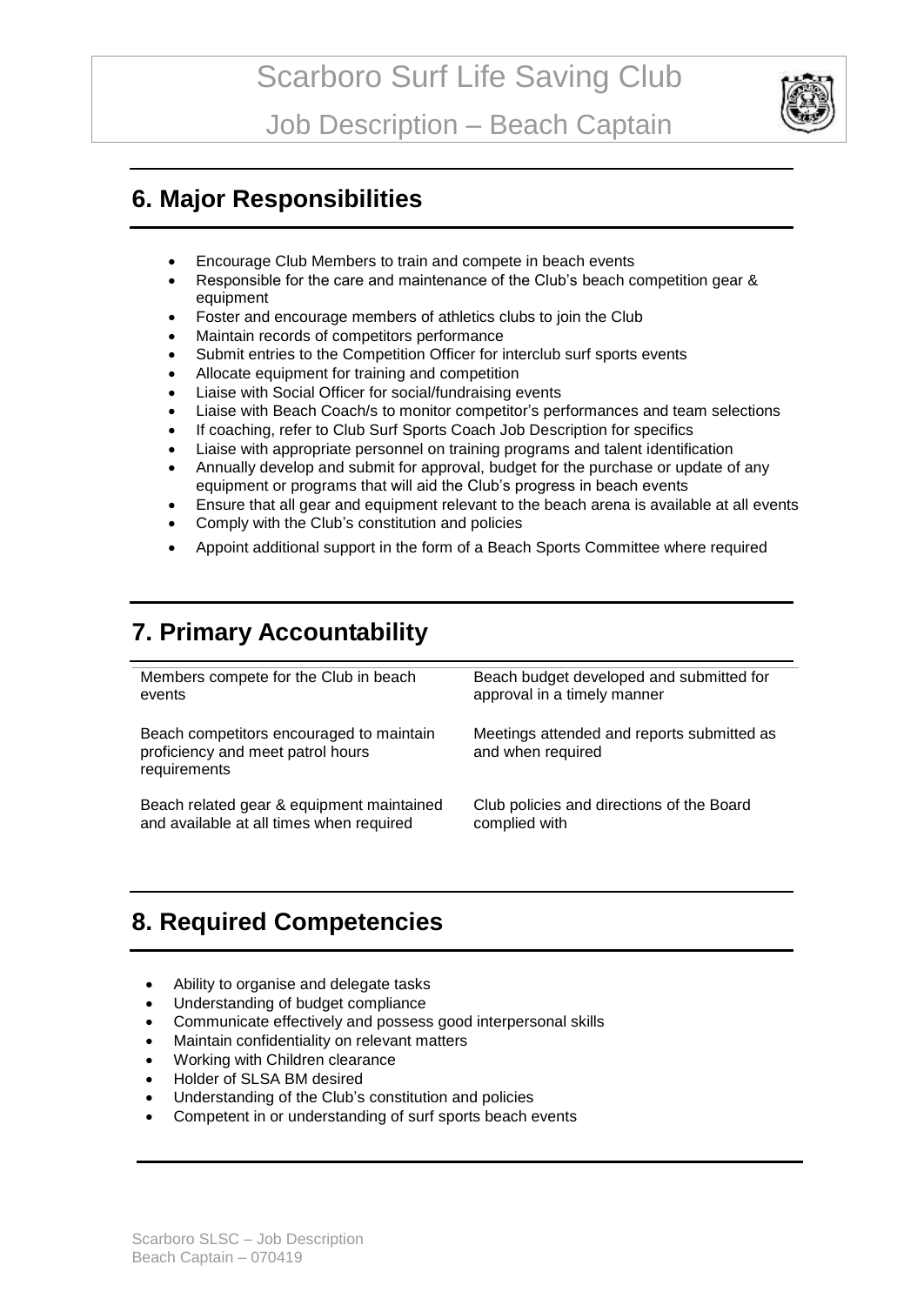## 6. Major Responsibilities

- Encourage Club Members to train and compete in beach events
- Responsible for the care and maintenance of the Club's beach competition gear & equipment
- Foster and encourage members of athletics clubs to join the Club
- Maintain records of competitors performance
- Submit entries to the Competition Officer for interclub surf sports events
- Allocate equipment for training and competition
- Liaise with Social Officer for social/fundraising events
- Liaise with Beach Coach/s to monitor competitor's performances and team selections
- If coaching, refer to Club Surf Sports Coach Job Description for specifics
- Liaise with appropriate personnel on training programs and talent identification
- Annually develop and submit for approval, budget for the purchase or update of any equipment or programs that will aid the Club's progress in beach events
- Ensure that all gear and equipment relevant to the beach arena is available at all events
- Comply with the Club's constitution and policies
- Appoint additional support in the form of a Beach Sports Committee where required

## 7. Primary Accountability

| | |
|---|---|
| Members compete for the Club in beach events | Beach budget developed and submitted for approval in a timely manner |
| Beach competitors encouraged to maintain proficiency and meet patrol hours requirements | Meetings attended and reports submitted as and when required |
| Beach related gear & equipment maintained and available at all times when required | Club policies and directions of the Board complied with |

## 8. Required Competencies

- Ability to organise and delegate tasks
- Understanding of budget compliance
- Communicate effectively and possess good interpersonal skills
- Maintain confidentiality on relevant matters
- Working with Children clearance
- Holder of SLSA BM desired
- Understanding of the Club's constitution and policies
- Competent in or understanding of surf sports beach events